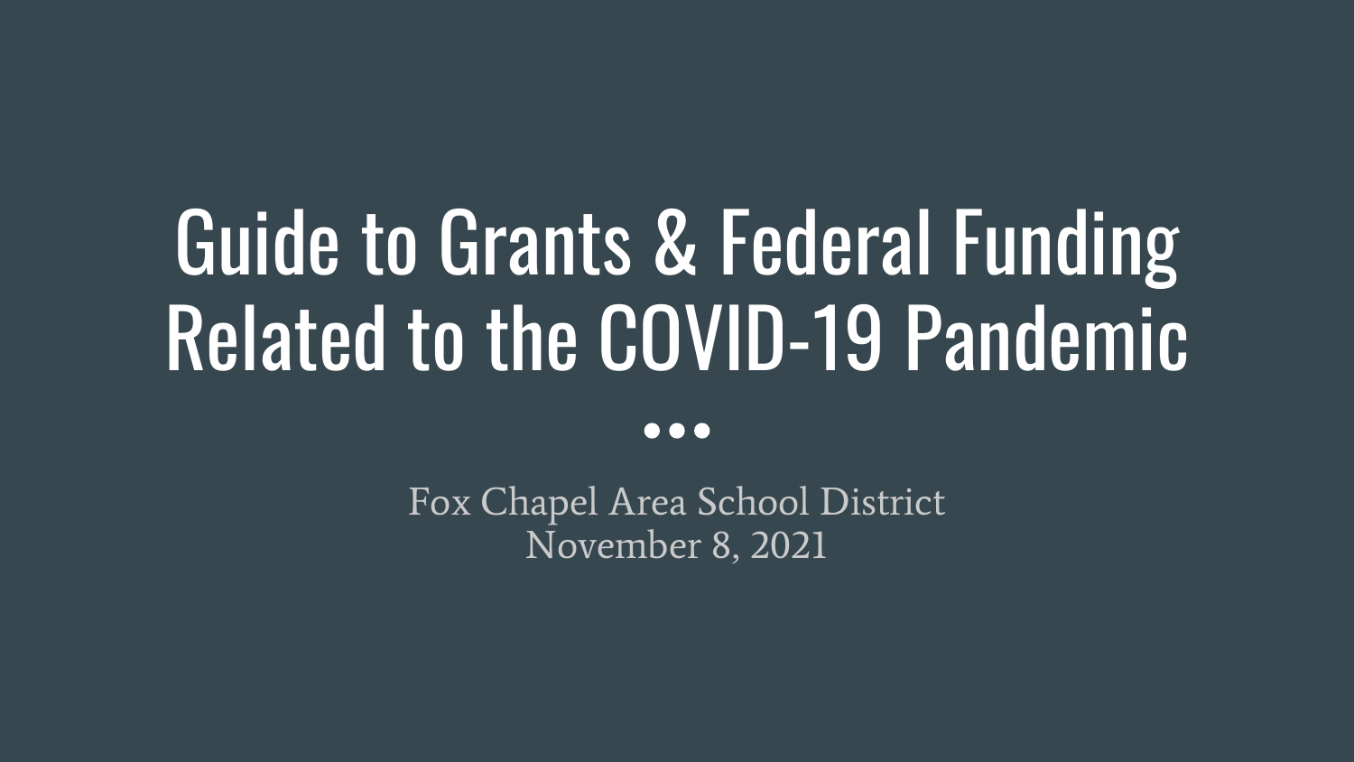# Guide to Grants & Federal Funding Related to the COVID-19 Pandemic

Fox Chapel Area School District
November 8, 2021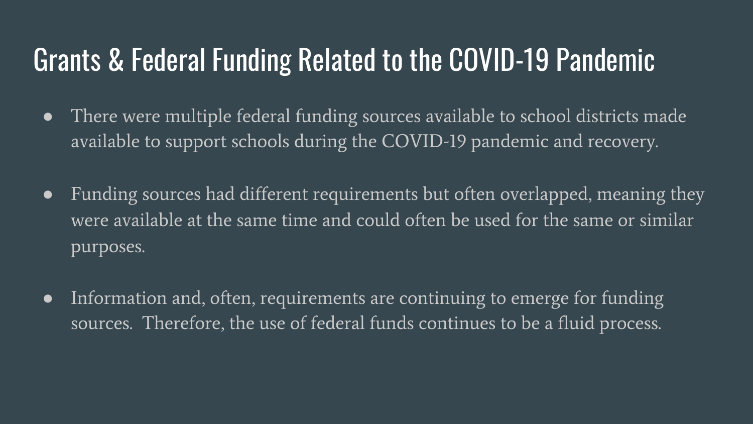# Grants & Federal Funding Related to the COVID-19 Pandemic

- There were multiple federal funding sources available to school districts made available to support schools during the COVID-19 pandemic and recovery.
- Funding sources had different requirements but often overlapped, meaning they were available at the same time and could often be used for the same or similar purposes.
- Information and, often, requirements are continuing to emerge for funding sources. Therefore, the use of federal funds continues to be a fluid process.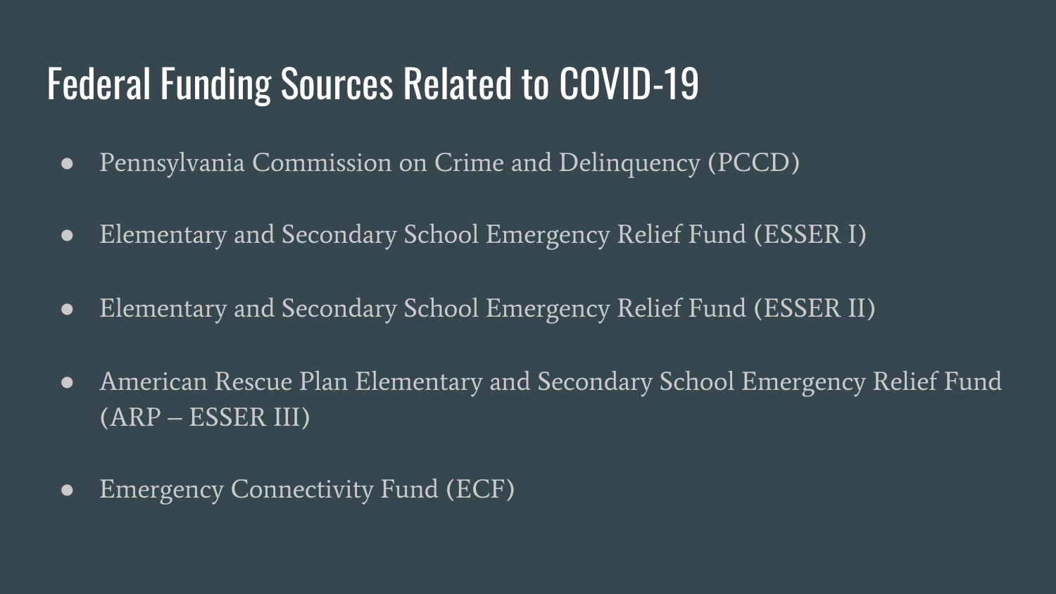# Federal Funding Sources Related to COVID-19

- Pennsylvania Commission on Crime and Delinquency (PCCD)
- Elementary and Secondary School Emergency Relief Fund (ESSER I)
- Elementary and Secondary School Emergency Relief Fund (ESSER II)
- American Rescue Plan Elementary and Secondary School Emergency Relief Fund (ARP – ESSER III)
- Emergency Connectivity Fund (ECF)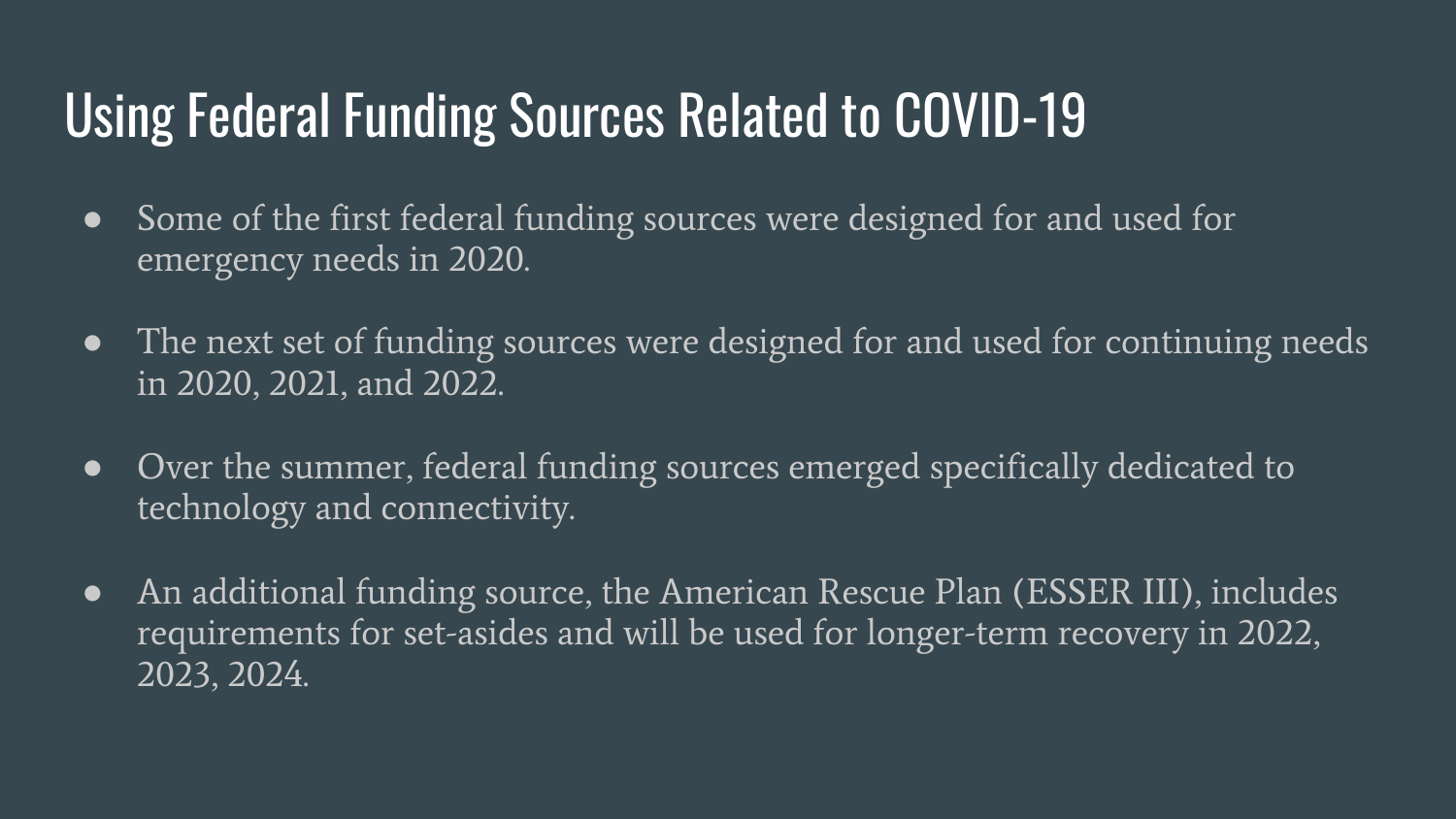# Using Federal Funding Sources Related to COVID-19

- Some of the first federal funding sources were designed for and used for emergency needs in 2020.
- The next set of funding sources were designed for and used for continuing needs in 2020, 2021, and 2022.
- Over the summer, federal funding sources emerged specifically dedicated to technology and connectivity.
- An additional funding source, the American Rescue Plan (ESSER III), includes requirements for set-asides and will be used for longer-term recovery in 2022, 2023, 2024.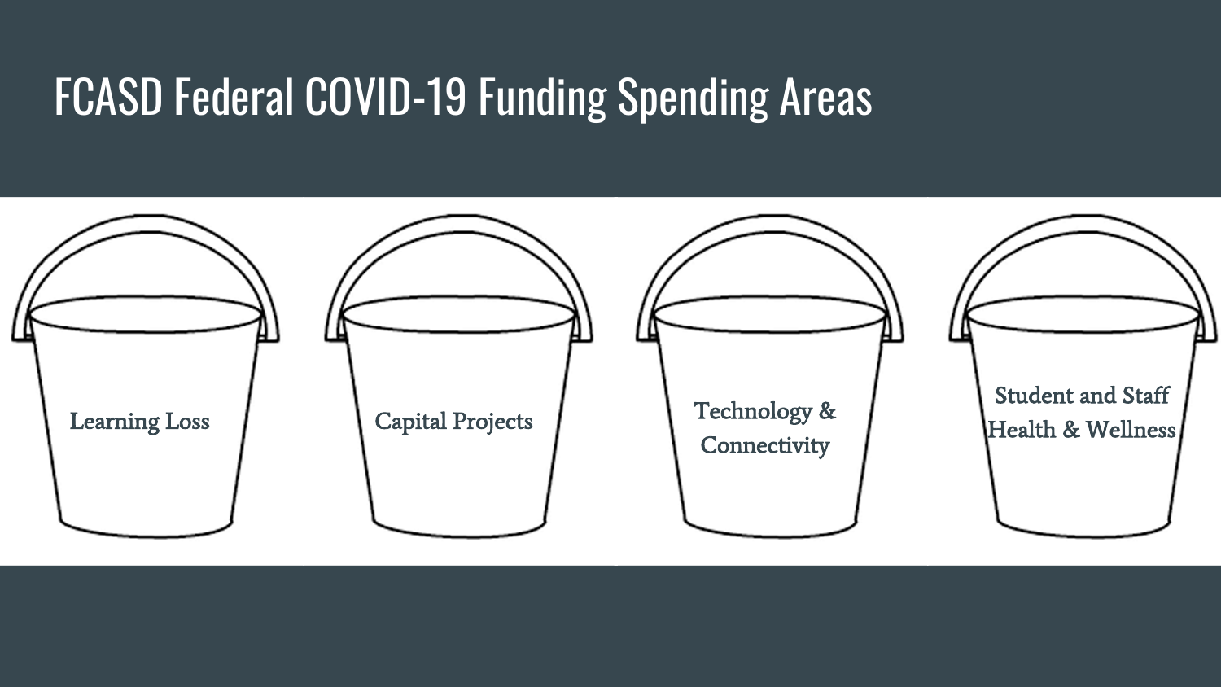# FCASD Federal COVID-19 Funding Spending Areas

- Learning Loss
- Capital Projects
- Technology & Connectivity
- Student and Staff Health & Wellness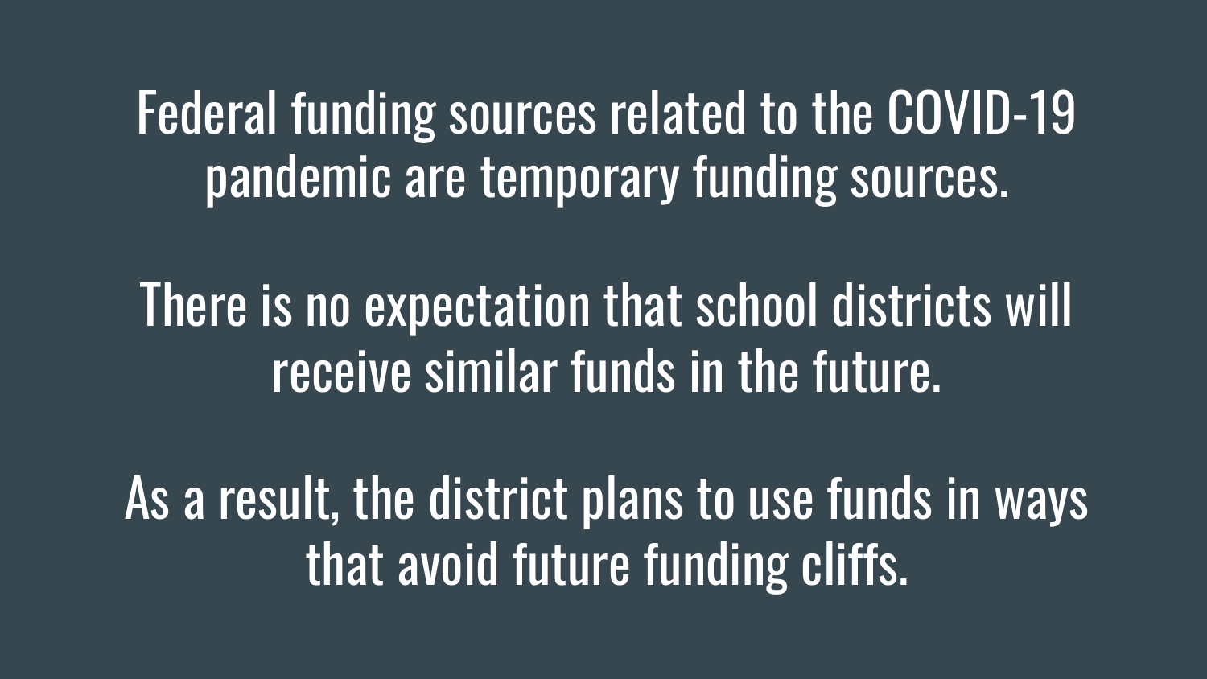Federal funding sources related to the COVID-19 pandemic are temporary funding sources.

There is no expectation that school districts will receive similar funds in the future.

As a result, the district plans to use funds in ways that avoid future funding cliffs.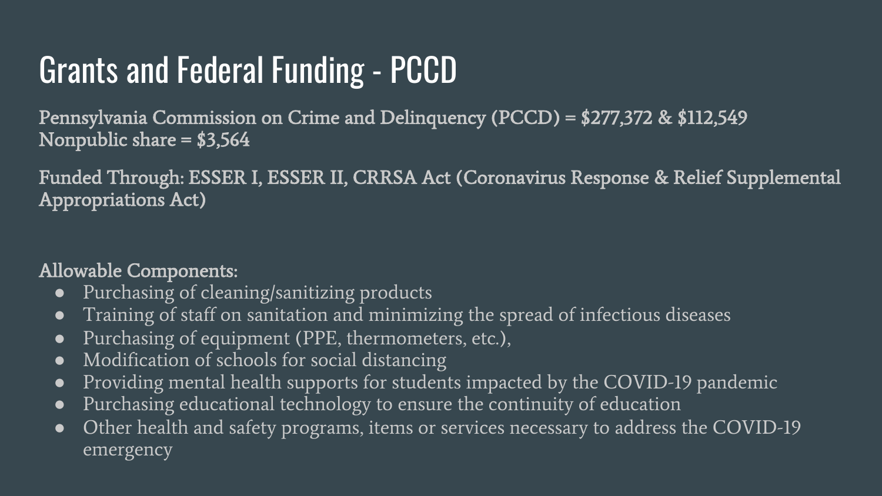# Grants and Federal Funding - PCCD

Pennsylvania Commission on Crime and Delinquency (PCCD) = $277,372 & $112,549
Nonpublic share = $3,564

Funded Through: ESSER I, ESSER II, CRRSA Act (Coronavirus Response & Relief Supplemental Appropriations Act)

Allowable Components:

- Purchasing of cleaning/sanitizing products
- Training of staff on sanitation and minimizing the spread of infectious diseases
- Purchasing of equipment (PPE, thermometers, etc.),
- Modification of schools for social distancing
- Providing mental health supports for students impacted by the COVID-19 pandemic
- Purchasing educational technology to ensure the continuity of education
- Other health and safety programs, items or services necessary to address the COVID-19 emergency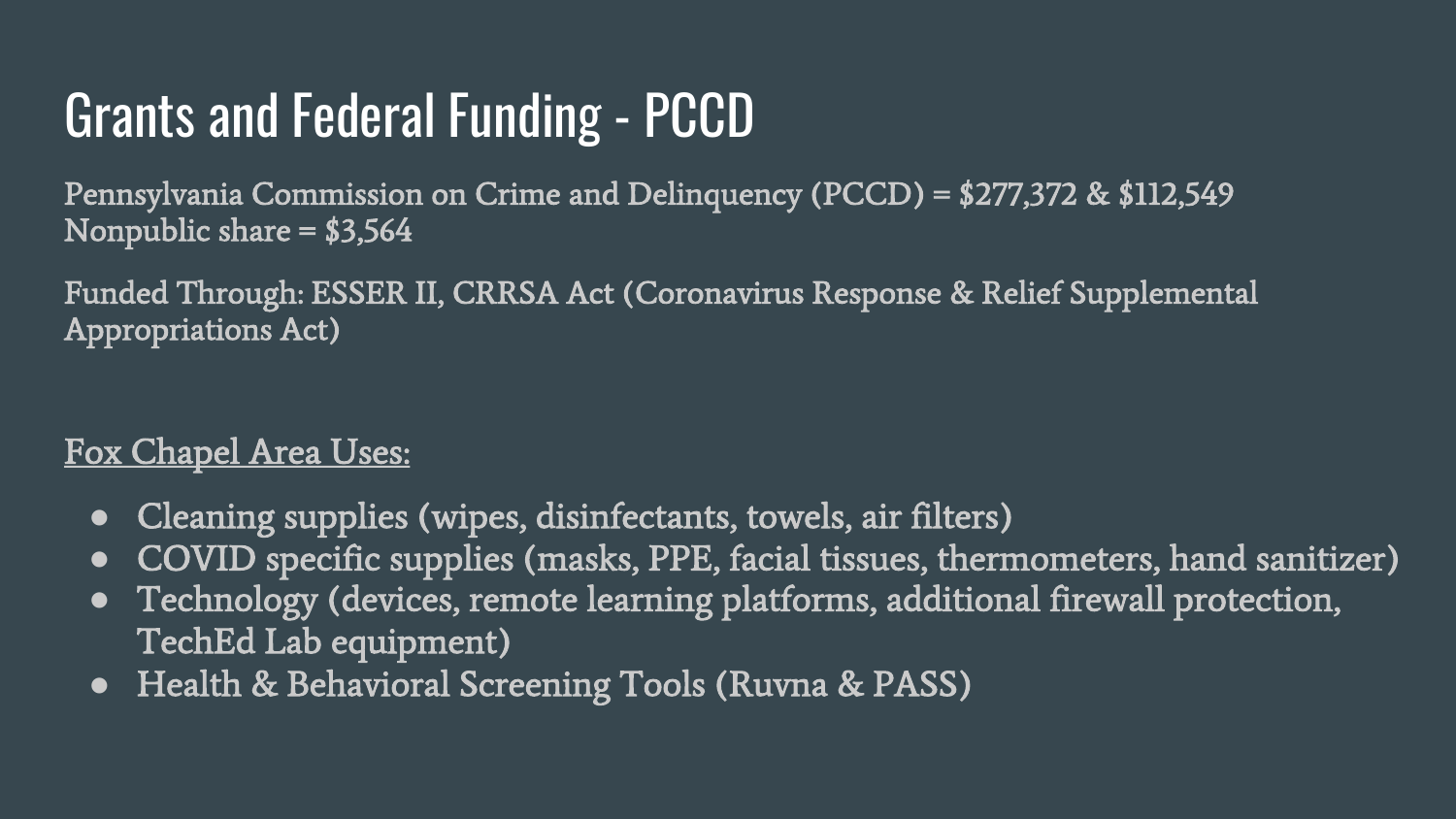# Grants and Federal Funding - PCCD

Pennsylvania Commission on Crime and Delinquency (PCCD) = $277,372 & $112,549
Nonpublic share = $3,564

Funded Through: ESSER II, CRRSA Act (Coronavirus Response & Relief Supplemental Appropriations Act)

<u>Fox Chapel Area Uses:</u>

- Cleaning supplies (wipes, disinfectants, towels, air filters)
- COVID specific supplies (masks, PPE, facial tissues, thermometers, hand sanitizer)
- Technology (devices, remote learning platforms, additional firewall protection, TechEd Lab equipment)
- Health & Behavioral Screening Tools (Ruvna & PASS)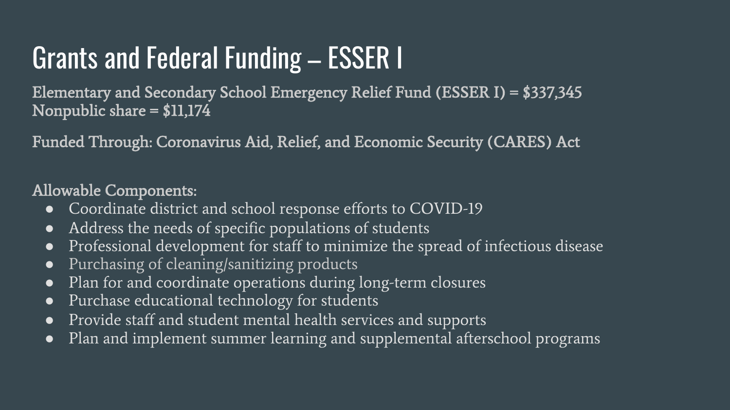# Grants and Federal Funding – ESSER I

**Elementary and Secondary School Emergency Relief Fund (ESSER I) = $337,345**
**Nonpublic share = $11,174**

**Funded Through: Coronavirus Aid, Relief, and Economic Security (CARES) Act**

**Allowable Components:**

- Coordinate district and school response efforts to COVID-19
- Address the needs of specific populations of students
- Professional development for staff to minimize the spread of infectious disease
- Purchasing of cleaning/sanitizing products
- Plan for and coordinate operations during long-term closures
- Purchase educational technology for students
- Provide staff and student mental health services and supports
- Plan and implement summer learning and supplemental afterschool programs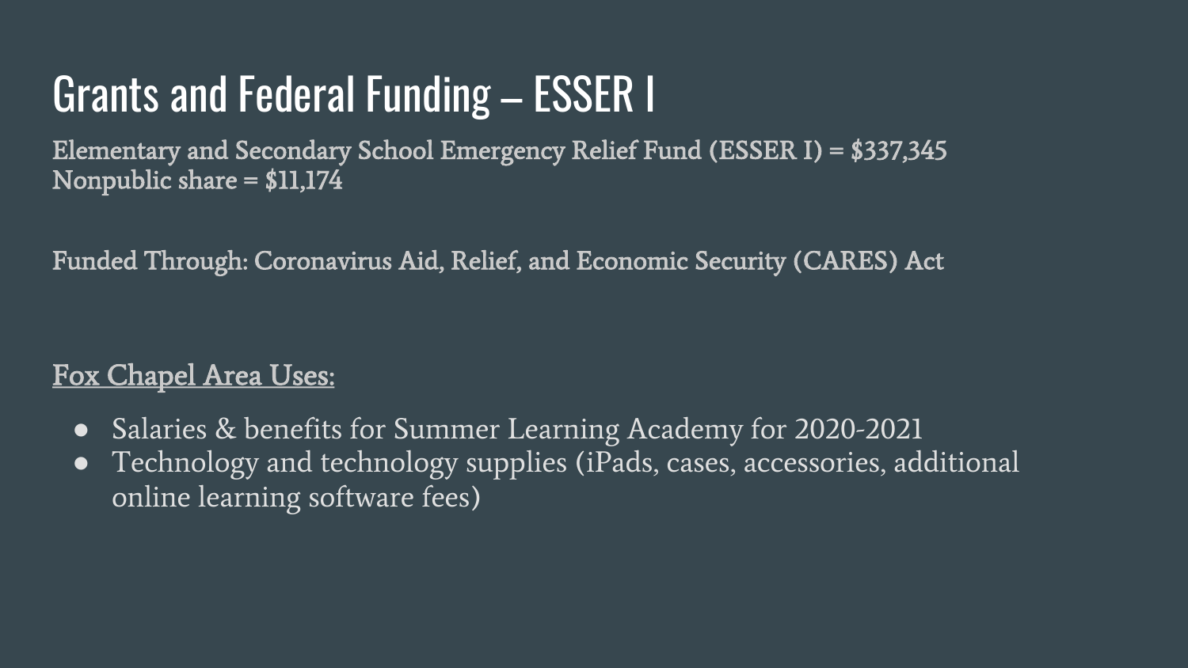# Grants and Federal Funding – ESSER I

Elementary and Secondary School Emergency Relief Fund (ESSER I) = $337,345
Nonpublic share = $11,174

Funded Through: Coronavirus Aid, Relief, and Economic Security (CARES) Act

Fox Chapel Area Uses:

- Salaries & benefits for Summer Learning Academy for 2020-2021
- Technology and technology supplies (iPads, cases, accessories, additional online learning software fees)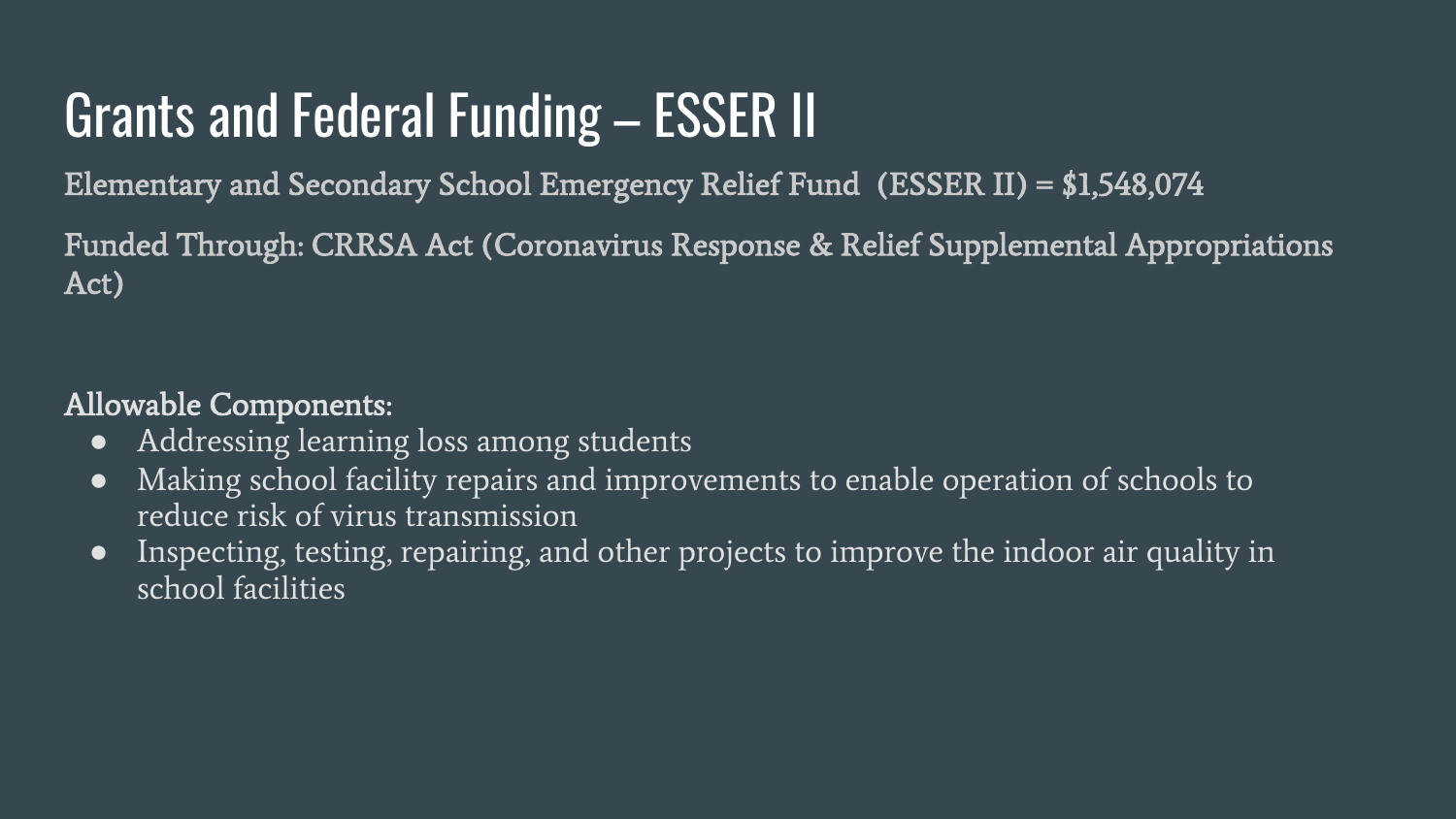# Grants and Federal Funding – ESSER II

Elementary and Secondary School Emergency Relief Fund (ESSER II) = $1,548,074

Funded Through: CRRSA Act (Coronavirus Response & Relief Supplemental Appropriations Act)

**Allowable Components:**

- Addressing learning loss among students
- Making school facility repairs and improvements to enable operation of schools to reduce risk of virus transmission
- Inspecting, testing, repairing, and other projects to improve the indoor air quality in school facilities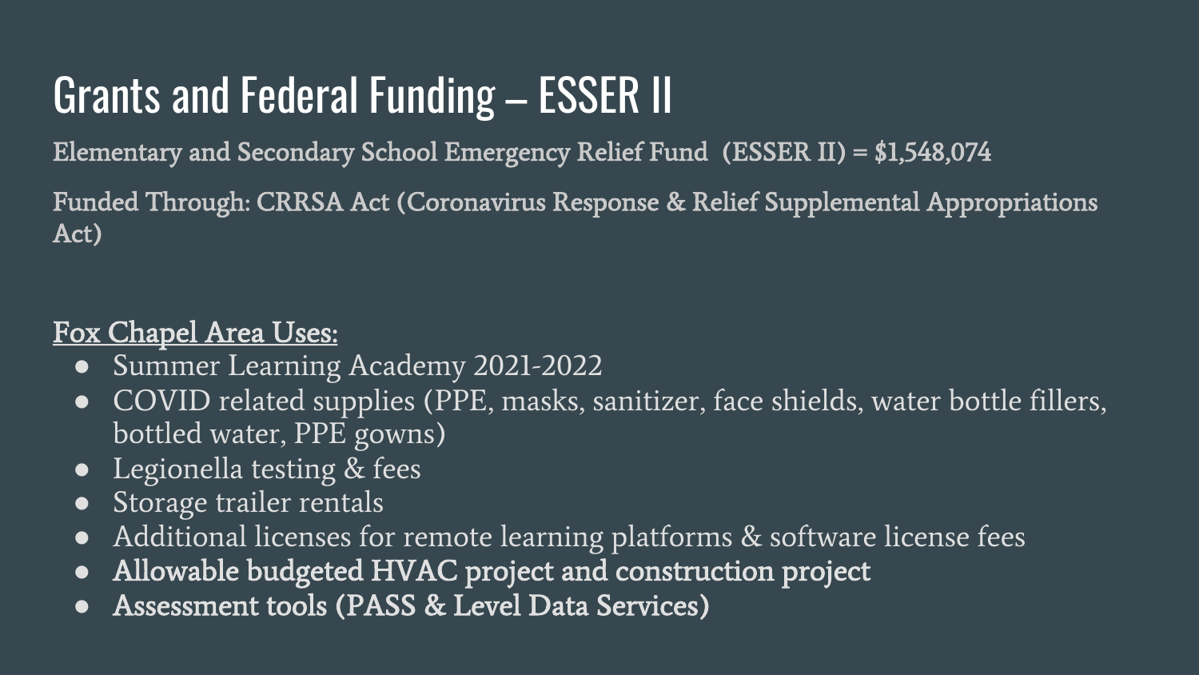# Grants and Federal Funding – ESSER II

Elementary and Secondary School Emergency Relief Fund (ESSER II) = $1,548,074

Funded Through: CRRSA Act (Coronavirus Response & Relief Supplemental Appropriations Act)

<u>Fox Chapel Area Uses:</u>

- Summer Learning Academy 2021-2022
- COVID related supplies (PPE, masks, sanitizer, face shields, water bottle fillers, bottled water, PPE gowns)
- Legionella testing & fees
- Storage trailer rentals
- Additional licenses for remote learning platforms & software license fees
- **Allowable budgeted HVAC project and construction project**
- **Assessment tools (PASS & Level Data Services)**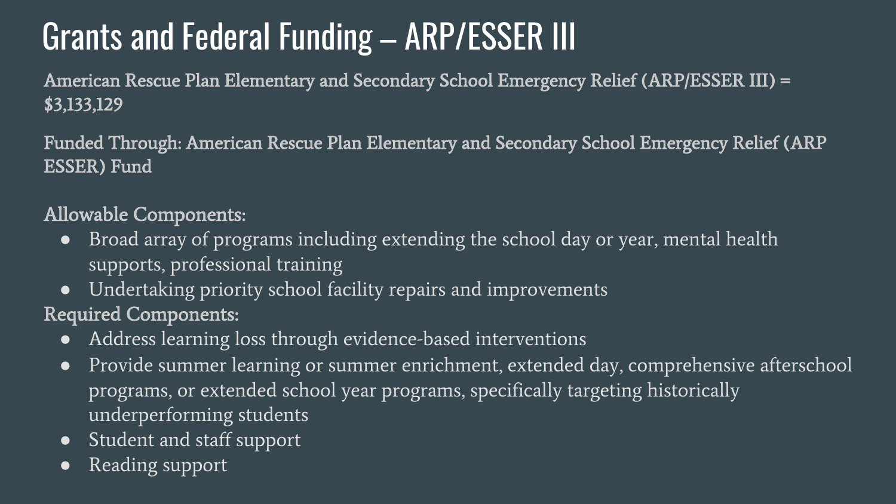# Grants and Federal Funding – ARP/ESSER III

American Rescue Plan Elementary and Secondary School Emergency Relief (ARP/ESSER III) = $3,133,129

Funded Through: American Rescue Plan Elementary and Secondary School Emergency Relief (ARP ESSER) Fund

Allowable Components:

- Broad array of programs including extending the school day or year, mental health supports, professional training
- Undertaking priority school facility repairs and improvements

Required Components:

- Address learning loss through evidence-based interventions
- Provide summer learning or summer enrichment, extended day, comprehensive afterschool programs, or extended school year programs, specifically targeting historically underperforming students
- Student and staff support
- Reading support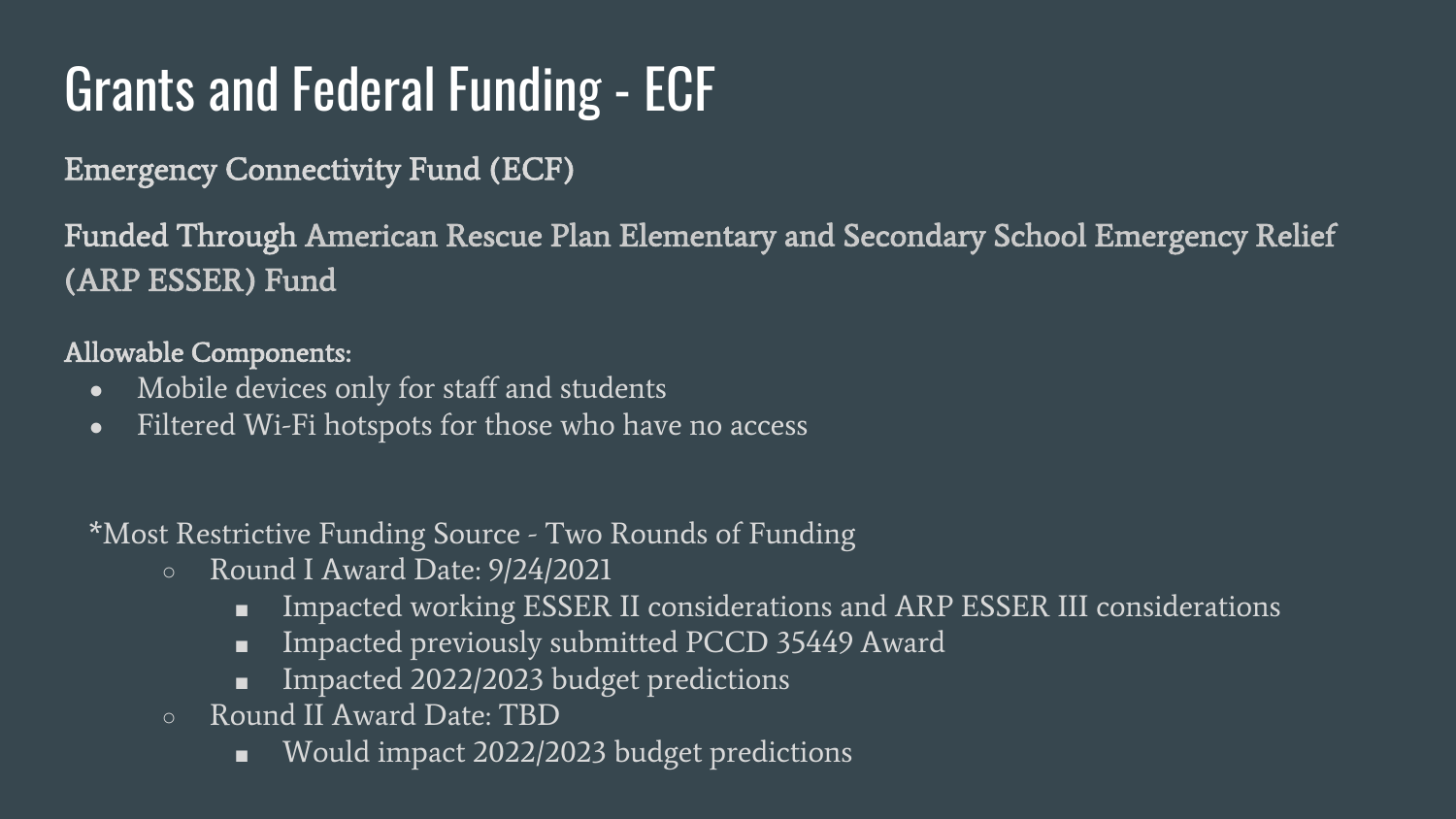# Grants and Federal Funding - ECF

## Emergency Connectivity Fund (ECF)

## Funded Through American Rescue Plan Elementary and Secondary School Emergency Relief (ARP ESSER) Fund

**Allowable Components:**

- Mobile devices only for staff and students
- Filtered Wi-Fi hotspots for those who have no access

*Most Restrictive Funding Source - Two Rounds of Funding

- Round I Award Date: 9/24/2021
  - Impacted working ESSER II considerations and ARP ESSER III considerations
  - Impacted previously submitted PCCD 35449 Award
  - Impacted 2022/2023 budget predictions
- Round II Award Date: TBD
  - Would impact 2022/2023 budget predictions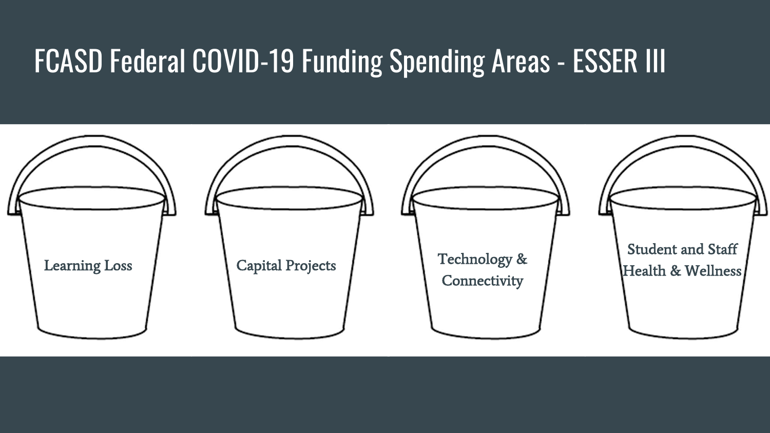# FCASD Federal COVID-19 Funding Spending Areas - ESSER III

- Learning Loss
- Capital Projects
- Technology & Connectivity
- Student and Staff Health & Wellness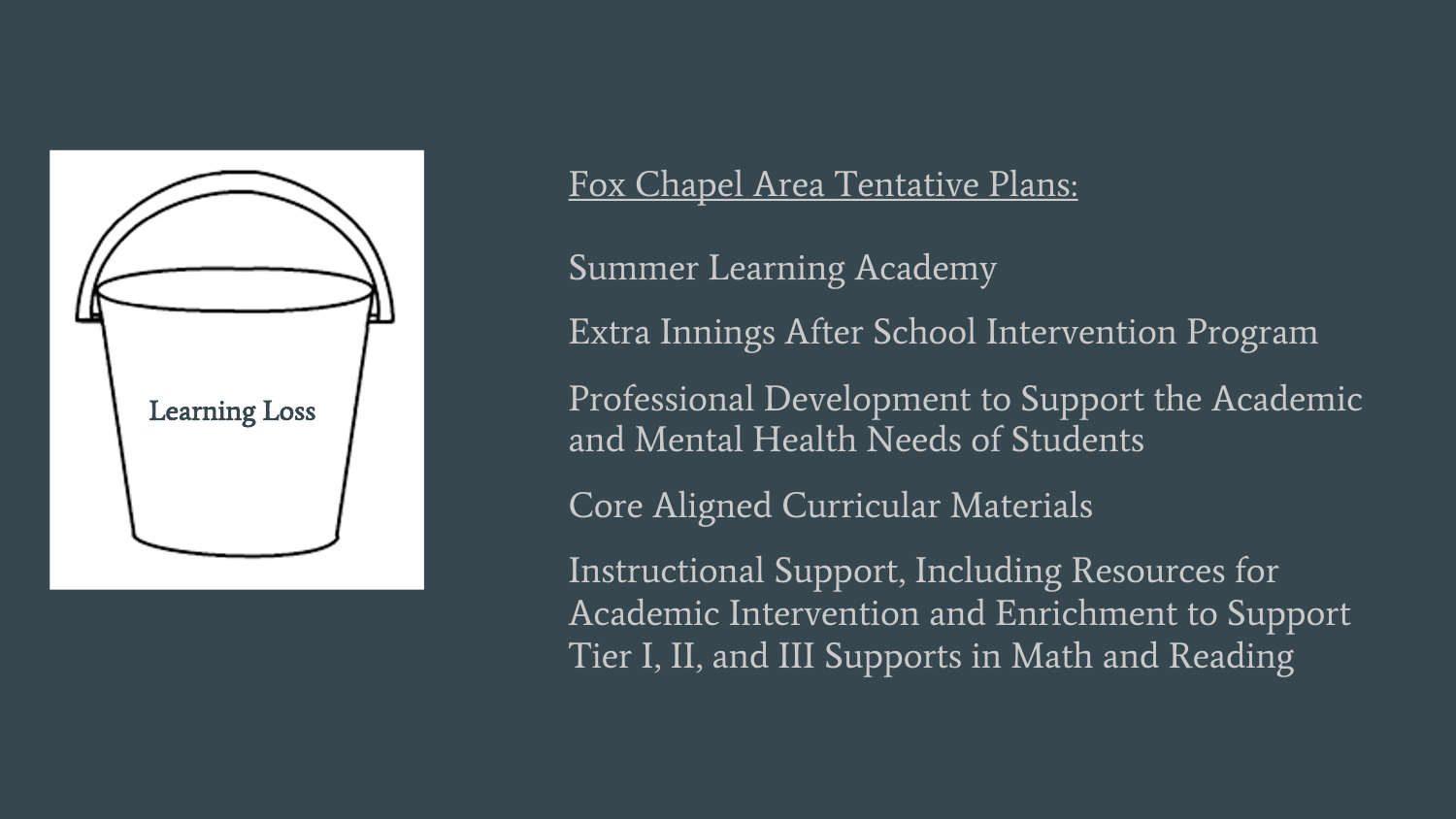Learning Loss

<u>Fox Chapel Area Tentative Plans:</u>

Summer Learning Academy

Extra Innings After School Intervention Program

Professional Development to Support the Academic and Mental Health Needs of Students

Core Aligned Curricular Materials

Instructional Support, Including Resources for Academic Intervention and Enrichment to Support Tier I, II, and III Supports in Math and Reading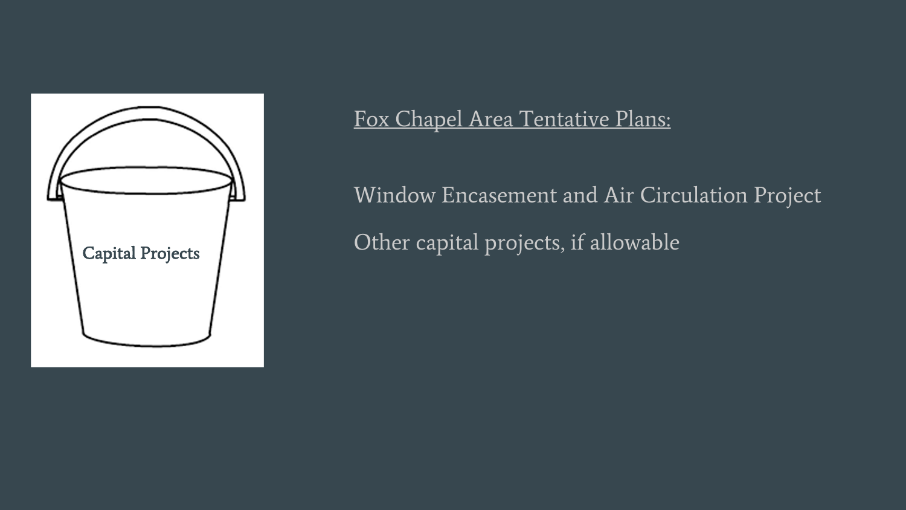Capital Projects

Fox Chapel Area Tentative Plans:

Window Encasement and Air Circulation Project

Other capital projects, if allowable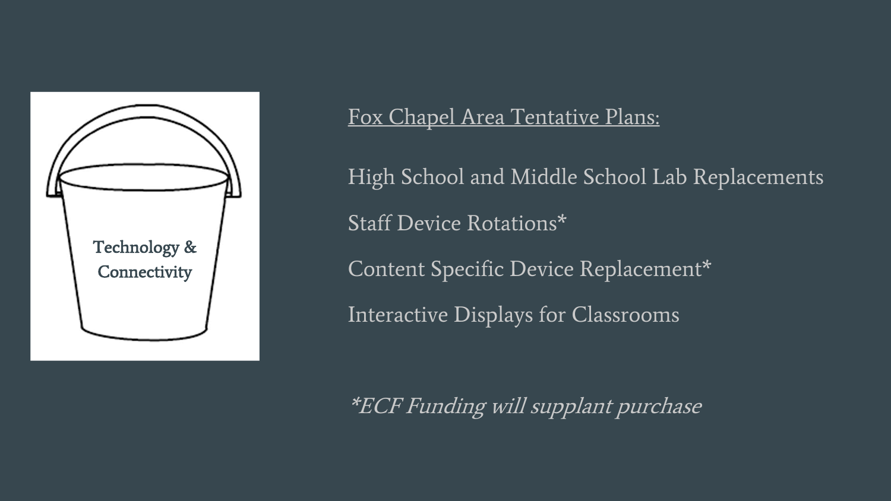Technology & Connectivity

Fox Chapel Area Tentative Plans:

High School and Middle School Lab Replacements

Staff Device Rotations*

Content Specific Device Replacement*

Interactive Displays for Classrooms

*\*ECF Funding will supplant purchase*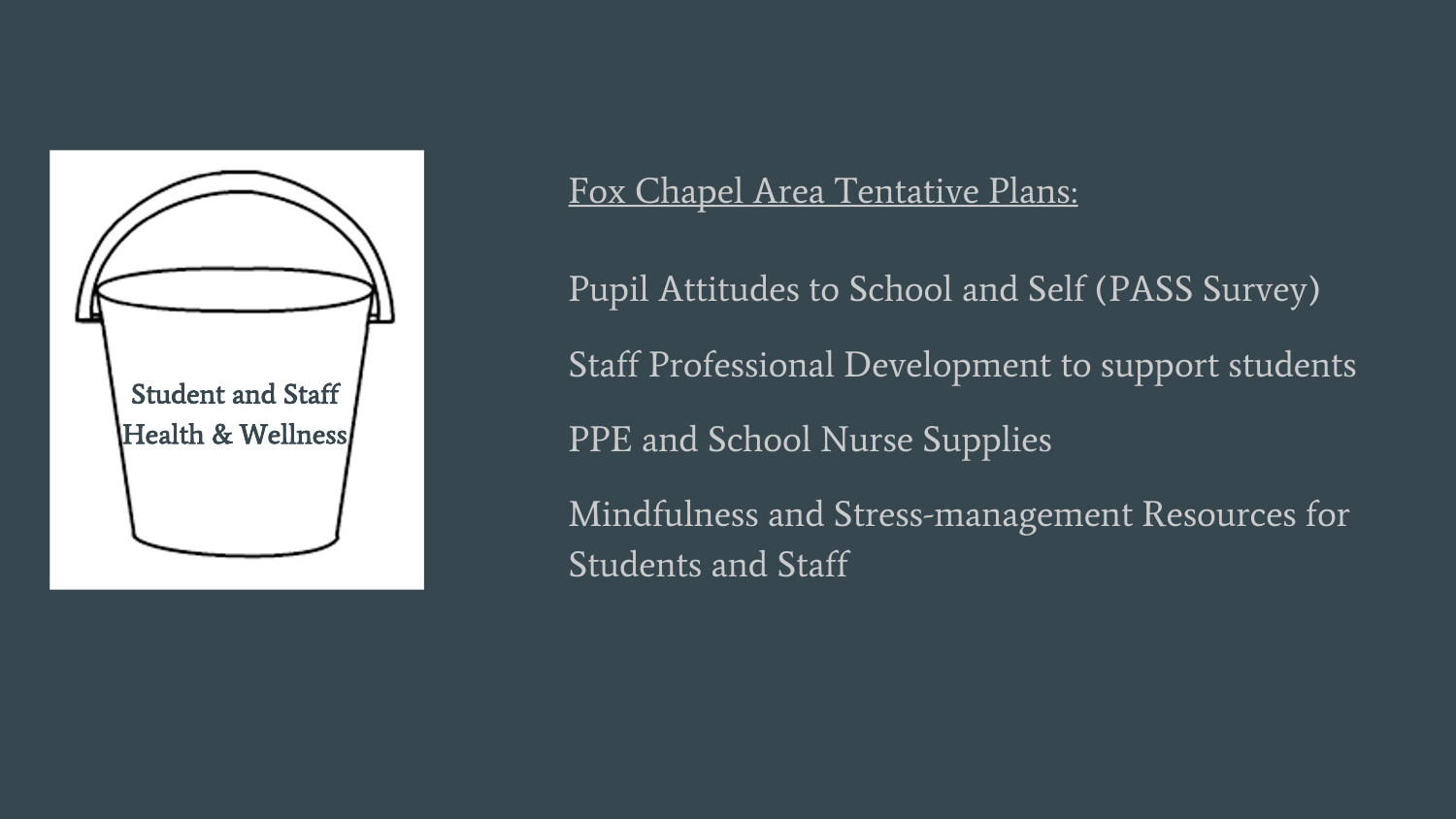Student and Staff Health & Wellness

Fox Chapel Area Tentative Plans:

Pupil Attitudes to School and Self (PASS Survey)

Staff Professional Development to support students

PPE and School Nurse Supplies

Mindfulness and Stress-management Resources for Students and Staff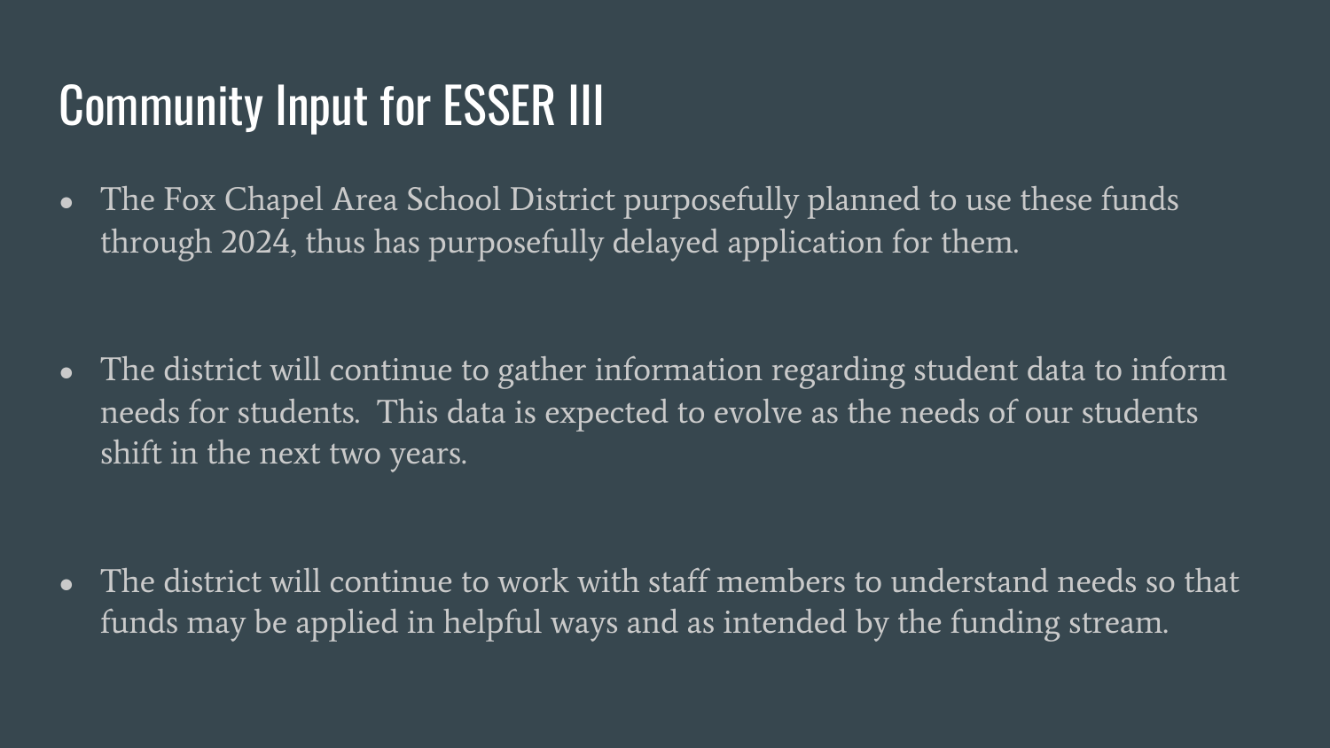# Community Input for ESSER III

- The Fox Chapel Area School District purposefully planned to use these funds through 2024, thus has purposefully delayed application for them.

- The district will continue to gather information regarding student data to inform needs for students.  This data is expected to evolve as the needs of our students shift in the next two years.

- The district will continue to work with staff members to understand needs so that funds may be applied in helpful ways and as intended by the funding stream.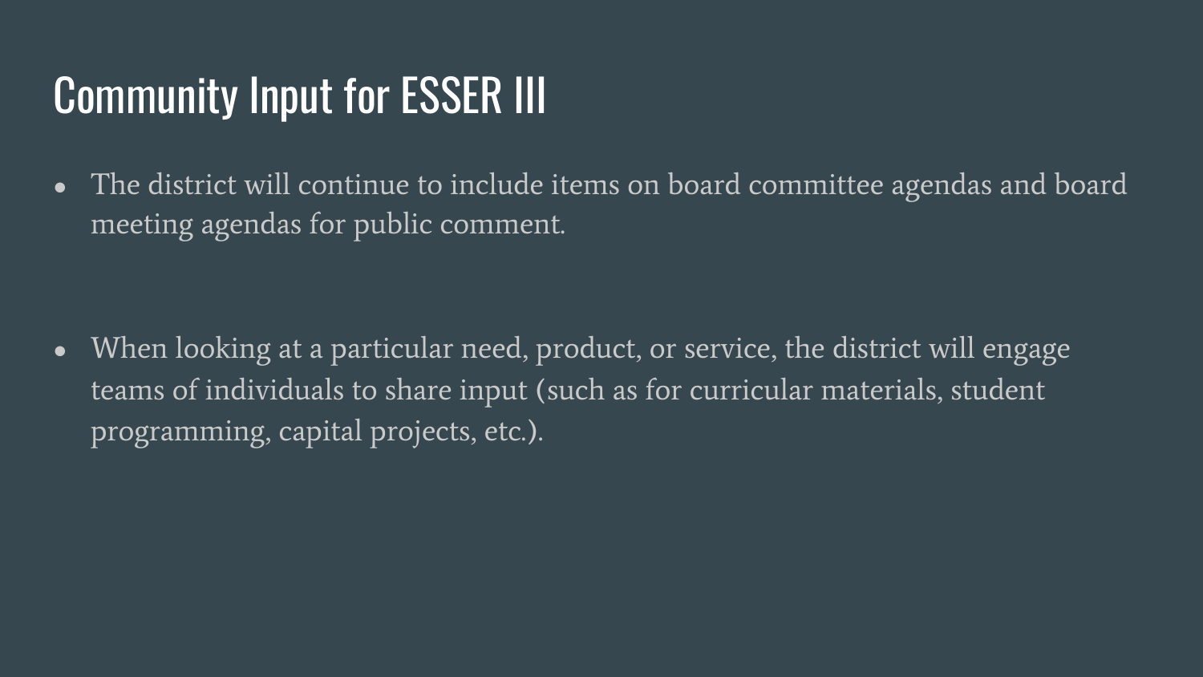# Community Input for ESSER III

- The district will continue to include items on board committee agendas and board meeting agendas for public comment.

- When looking at a particular need, product, or service, the district will engage teams of individuals to share input (such as for curricular materials, student programming, capital projects, etc.).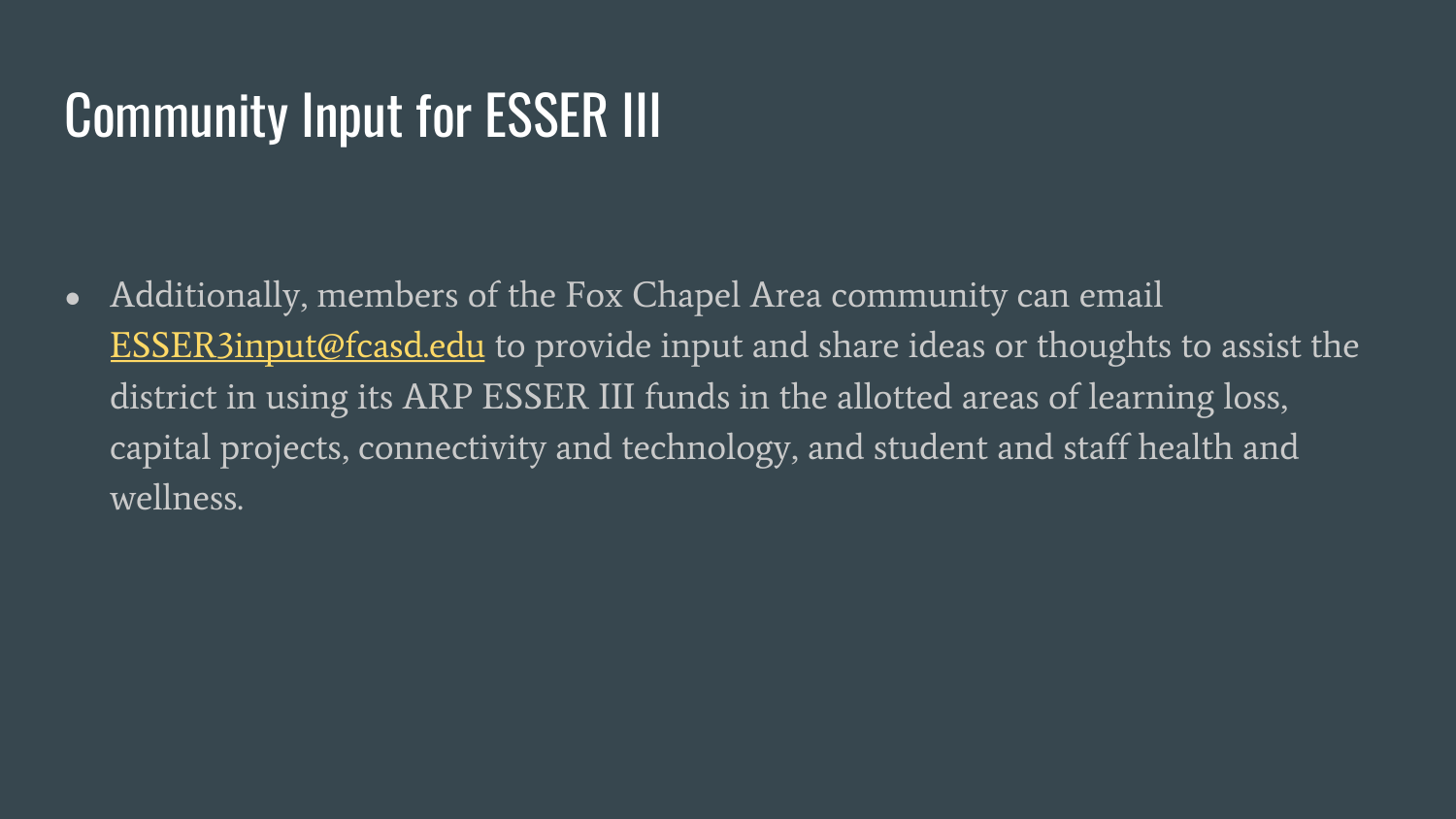# Community Input for ESSER III

- Additionally, members of the Fox Chapel Area community can email ESSER3input@fcasd.edu to provide input and share ideas or thoughts to assist the district in using its ARP ESSER III funds in the allotted areas of learning loss, capital projects, connectivity and technology, and student and staff health and wellness.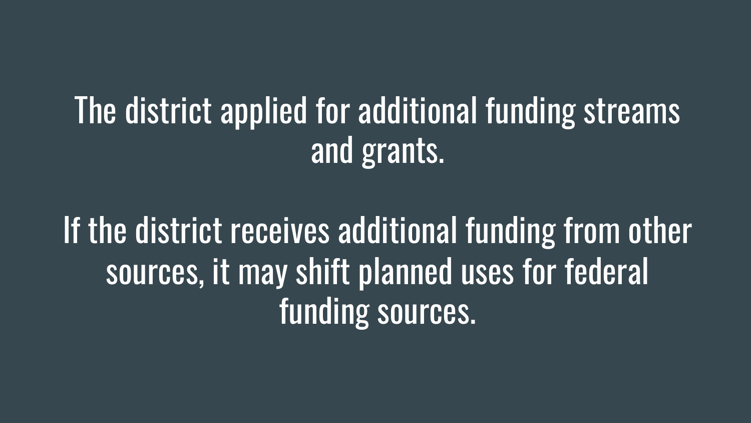The district applied for additional funding streams and grants.

If the district receives additional funding from other sources, it may shift planned uses for federal funding sources.